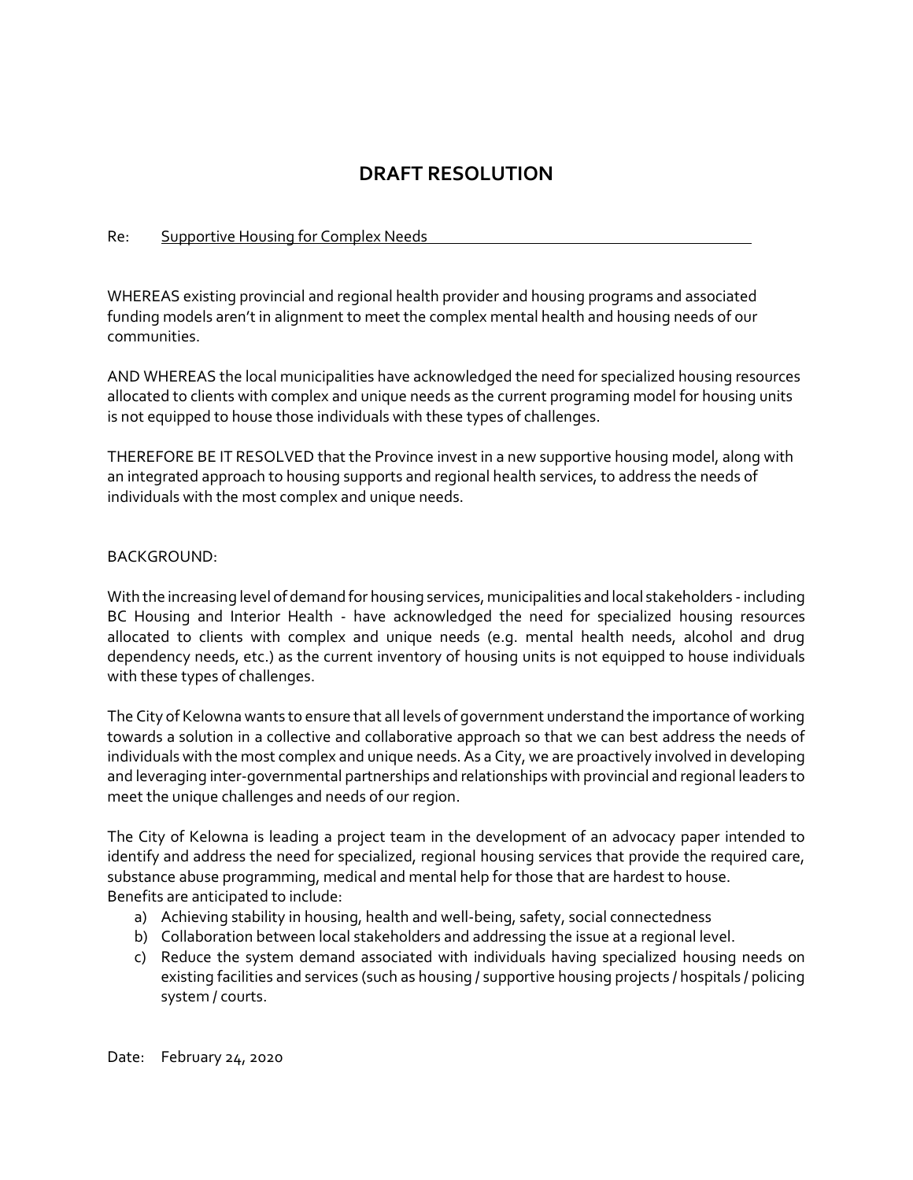# DRAFT RESOLUTION

Re: Supportive Housing for Complex Needs

WHEREAS existing provincial and regional health provider and housing programs and associated funding models aren't in alignment to meet the complex mental health and housing needs of our communities.

AND WHEREAS the local municipalities have acknowledged the need for specialized housing resources allocated to clients with complex and unique needs as the current programing model for housing units is not equipped to house those individuals with these types of challenges.

THEREFORE BE IT RESOLVED that the Province invest in a new supportive housing model, along with an integrated approach to housing supports and regional health services, to address the needs of individuals with the most complex and unique needs.

BACKGROUND:

With the increasing level of demand for housing services, municipalities and local stakeholders - including BC Housing and Interior Health - have acknowledged the need for specialized housing resources allocated to clients with complex and unique needs (e.g. mental health needs, alcohol and drug dependency needs, etc.) as the current inventory of housing units is not equipped to house individuals with these types of challenges.

The City of Kelowna wants to ensure that all levels of government understand the importance of working towards a solution in a collective and collaborative approach so that we can best address the needs of individuals with the most complex and unique needs. As a City, we are proactively involved in developing and leveraging inter-governmental partnerships and relationships with provincial and regional leaders to meet the unique challenges and needs of our region.

The City of Kelowna is leading a project team in the development of an advocacy paper intended to identify and address the need for specialized, regional housing services that provide the required care, substance abuse programming, medical and mental help for those that are hardest to house.
Benefits are anticipated to include:

a) Achieving stability in housing, health and well-being, safety, social connectedness
b) Collaboration between local stakeholders and addressing the issue at a regional level.
c) Reduce the system demand associated with individuals having specialized housing needs on existing facilities and services (such as housing / supportive housing projects / hospitals / policing system / courts.

Date: February 24, 2020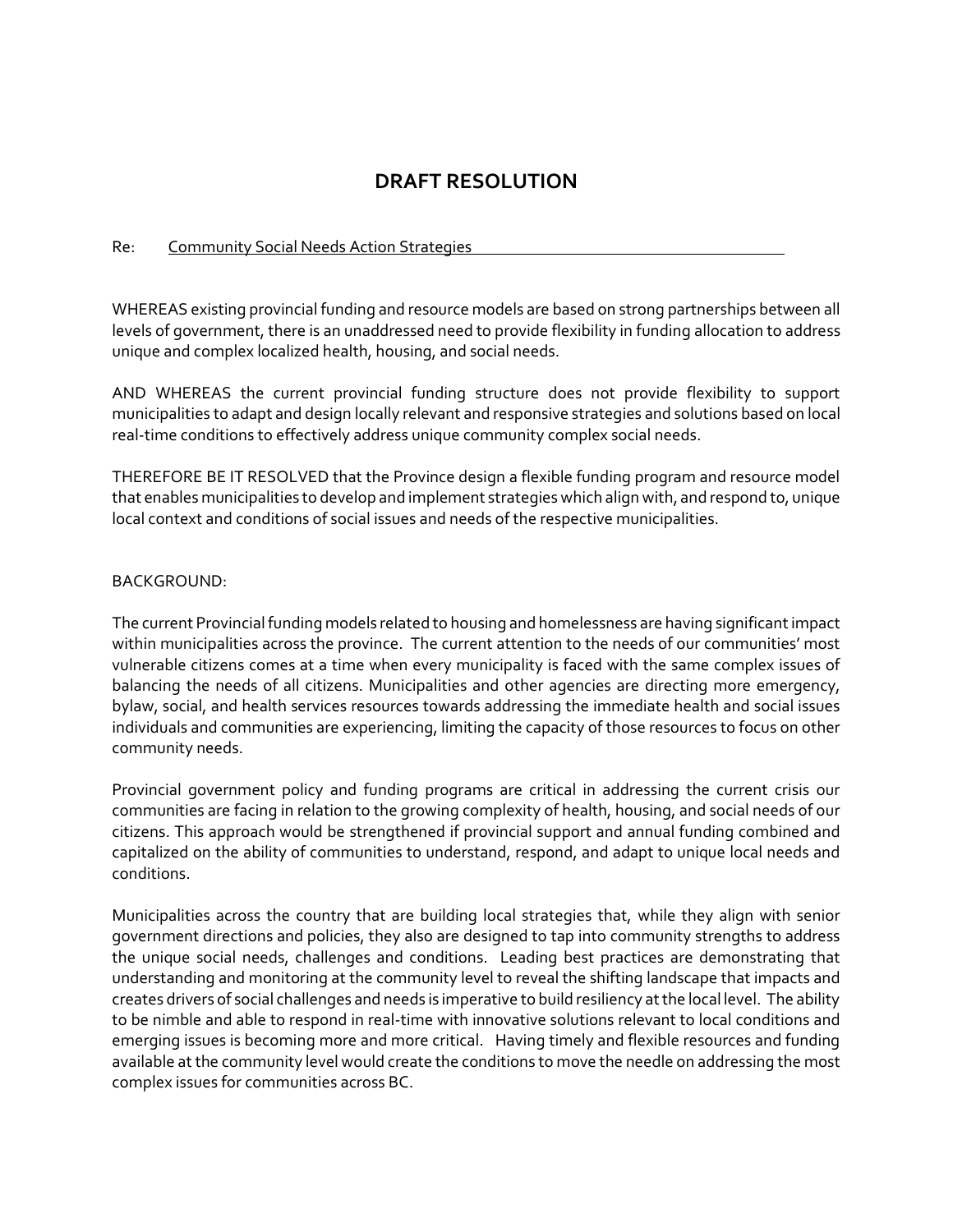# DRAFT RESOLUTION

Re: <u>Community Social Needs Action Strategies</u>

WHEREAS existing provincial funding and resource models are based on strong partnerships between all levels of government, there is an unaddressed need to provide flexibility in funding allocation to address unique and complex localized health, housing, and social needs.

AND WHEREAS the current provincial funding structure does not provide flexibility to support municipalities to adapt and design locally relevant and responsive strategies and solutions based on local real-time conditions to effectively address unique community complex social needs.

THEREFORE BE IT RESOLVED that the Province design a flexible funding program and resource model that enables municipalities to develop and implement strategies which align with, and respond to, unique local context and conditions of social issues and needs of the respective municipalities.

BACKGROUND:

The current Provincial funding models related to housing and homelessness are having significant impact within municipalities across the province. The current attention to the needs of our communities' most vulnerable citizens comes at a time when every municipality is faced with the same complex issues of balancing the needs of all citizens. Municipalities and other agencies are directing more emergency, bylaw, social, and health services resources towards addressing the immediate health and social issues individuals and communities are experiencing, limiting the capacity of those resources to focus on other community needs.

Provincial government policy and funding programs are critical in addressing the current crisis our communities are facing in relation to the growing complexity of health, housing, and social needs of our citizens. This approach would be strengthened if provincial support and annual funding combined and capitalized on the ability of communities to understand, respond, and adapt to unique local needs and conditions.

Municipalities across the country that are building local strategies that, while they align with senior government directions and policies, they also are designed to tap into community strengths to address the unique social needs, challenges and conditions. Leading best practices are demonstrating that understanding and monitoring at the community level to reveal the shifting landscape that impacts and creates drivers of social challenges and needs is imperative to build resiliency at the local level. The ability to be nimble and able to respond in real-time with innovative solutions relevant to local conditions and emerging issues is becoming more and more critical. Having timely and flexible resources and funding available at the community level would create the conditions to move the needle on addressing the most complex issues for communities across BC.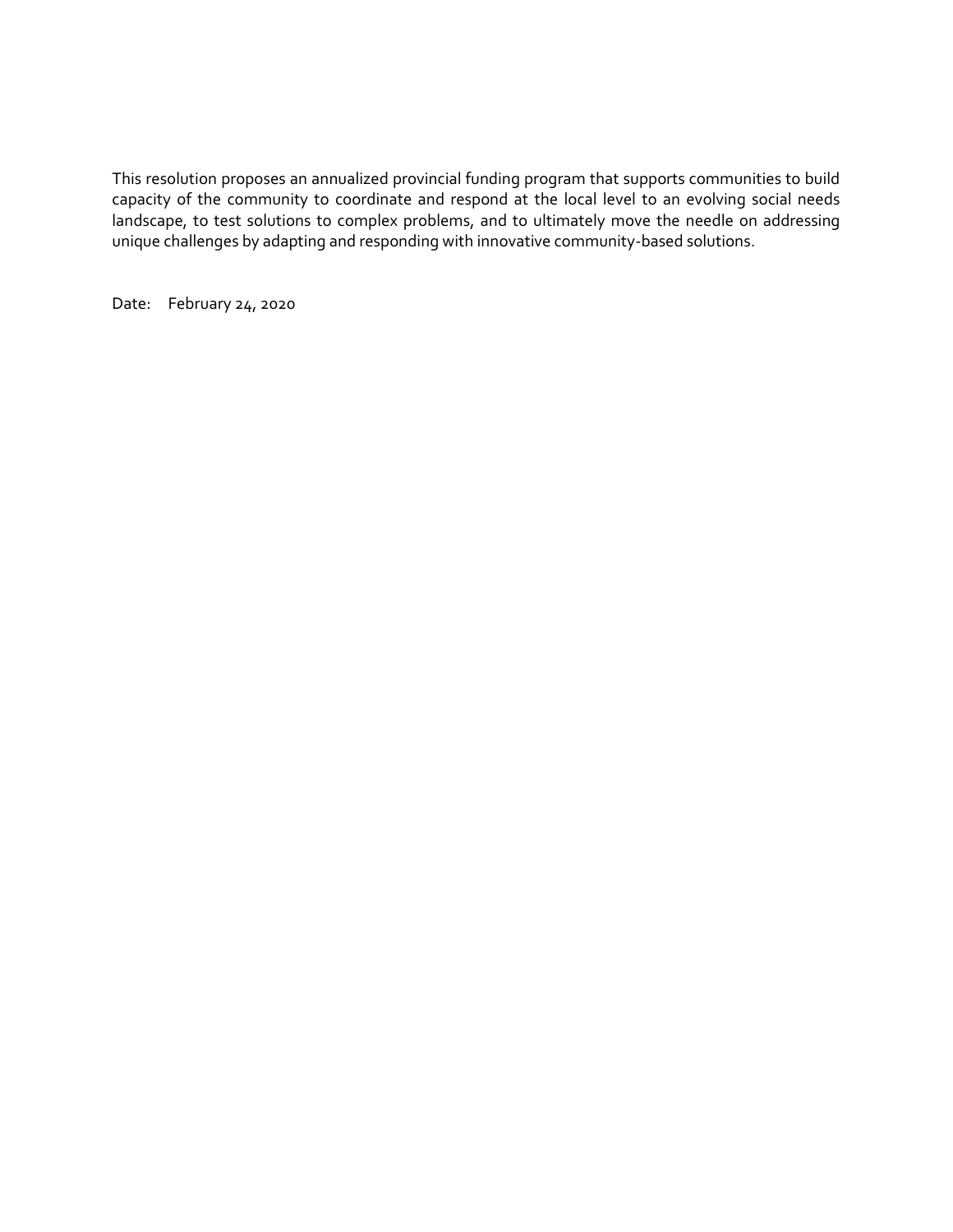This resolution proposes an annualized provincial funding program that supports communities to build capacity of the community to coordinate and respond at the local level to an evolving social needs landscape, to test solutions to complex problems, and to ultimately move the needle on addressing unique challenges by adapting and responding with innovative community-based solutions.

Date: February 24, 2020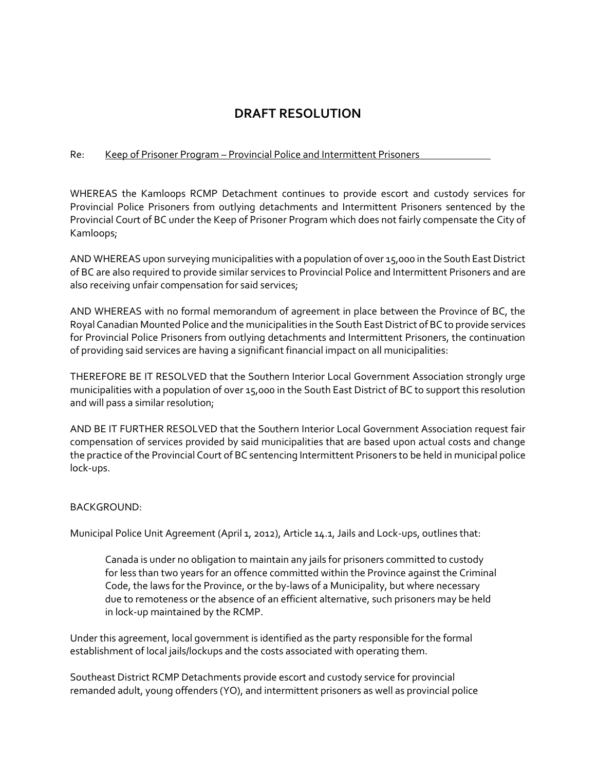# DRAFT RESOLUTION

Re: <u>Keep of Prisoner Program – Provincial Police and Intermittent Prisoners</u>

WHEREAS the Kamloops RCMP Detachment continues to provide escort and custody services for Provincial Police Prisoners from outlying detachments and Intermittent Prisoners sentenced by the Provincial Court of BC under the Keep of Prisoner Program which does not fairly compensate the City of Kamloops;

AND WHEREAS upon surveying municipalities with a population of over 15,000 in the South East District of BC are also required to provide similar services to Provincial Police and Intermittent Prisoners and are also receiving unfair compensation for said services;

AND WHEREAS with no formal memorandum of agreement in place between the Province of BC, the Royal Canadian Mounted Police and the municipalities in the South East District of BC to provide services for Provincial Police Prisoners from outlying detachments and Intermittent Prisoners, the continuation of providing said services are having a significant financial impact on all municipalities:

THEREFORE BE IT RESOLVED that the Southern Interior Local Government Association strongly urge municipalities with a population of over 15,000 in the South East District of BC to support this resolution and will pass a similar resolution;

AND BE IT FURTHER RESOLVED that the Southern Interior Local Government Association request fair compensation of services provided by said municipalities that are based upon actual costs and change the practice of the Provincial Court of BC sentencing Intermittent Prisoners to be held in municipal police lock-ups.

BACKGROUND:

Municipal Police Unit Agreement (April 1, 2012), Article 14.1, Jails and Lock-ups, outlines that:

> Canada is under no obligation to maintain any jails for prisoners committed to custody for less than two years for an offence committed within the Province against the Criminal Code, the laws for the Province, or the by-laws of a Municipality, but where necessary due to remoteness or the absence of an efficient alternative, such prisoners may be held in lock-up maintained by the RCMP.

Under this agreement, local government is identified as the party responsible for the formal establishment of local jails/lockups and the costs associated with operating them.

Southeast District RCMP Detachments provide escort and custody service for provincial remanded adult, young offenders (YO), and intermittent prisoners as well as provincial police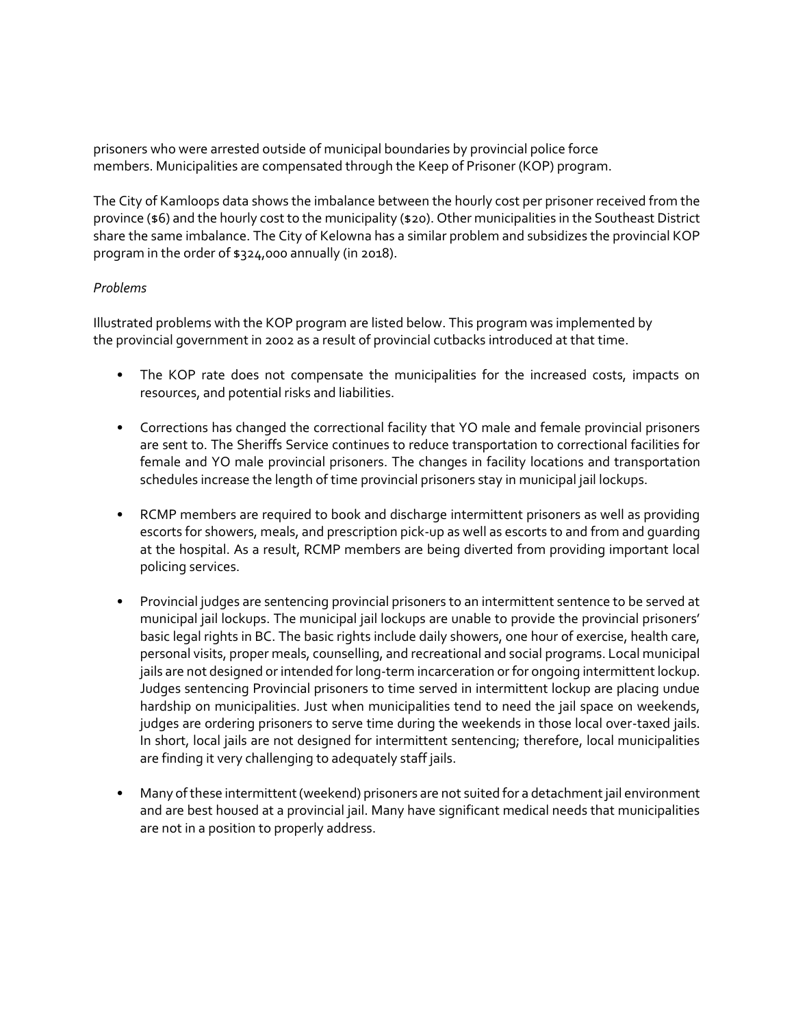prisoners who were arrested outside of municipal boundaries by provincial police force members. Municipalities are compensated through the Keep of Prisoner (KOP) program.

The City of Kamloops data shows the imbalance between the hourly cost per prisoner received from the province ($6) and the hourly cost to the municipality ($20). Other municipalities in the Southeast District share the same imbalance. The City of Kelowna has a similar problem and subsidizes the provincial KOP program in the order of $324,000 annually (in 2018).

*Problems*

Illustrated problems with the KOP program are listed below. This program was implemented by the provincial government in 2002 as a result of provincial cutbacks introduced at that time.

- The KOP rate does not compensate the municipalities for the increased costs, impacts on resources, and potential risks and liabilities.

- Corrections has changed the correctional facility that YO male and female provincial prisoners are sent to. The Sheriffs Service continues to reduce transportation to correctional facilities for female and YO male provincial prisoners. The changes in facility locations and transportation schedules increase the length of time provincial prisoners stay in municipal jail lockups.

- RCMP members are required to book and discharge intermittent prisoners as well as providing escorts for showers, meals, and prescription pick-up as well as escorts to and from and guarding at the hospital. As a result, RCMP members are being diverted from providing important local policing services.

- Provincial judges are sentencing provincial prisoners to an intermittent sentence to be served at municipal jail lockups. The municipal jail lockups are unable to provide the provincial prisoners' basic legal rights in BC. The basic rights include daily showers, one hour of exercise, health care, personal visits, proper meals, counselling, and recreational and social programs. Local municipal jails are not designed or intended for long-term incarceration or for ongoing intermittent lockup. Judges sentencing Provincial prisoners to time served in intermittent lockup are placing undue hardship on municipalities. Just when municipalities tend to need the jail space on weekends, judges are ordering prisoners to serve time during the weekends in those local over-taxed jails. In short, local jails are not designed for intermittent sentencing; therefore, local municipalities are finding it very challenging to adequately staff jails.

- Many of these intermittent (weekend) prisoners are not suited for a detachment jail environment and are best housed at a provincial jail. Many have significant medical needs that municipalities are not in a position to properly address.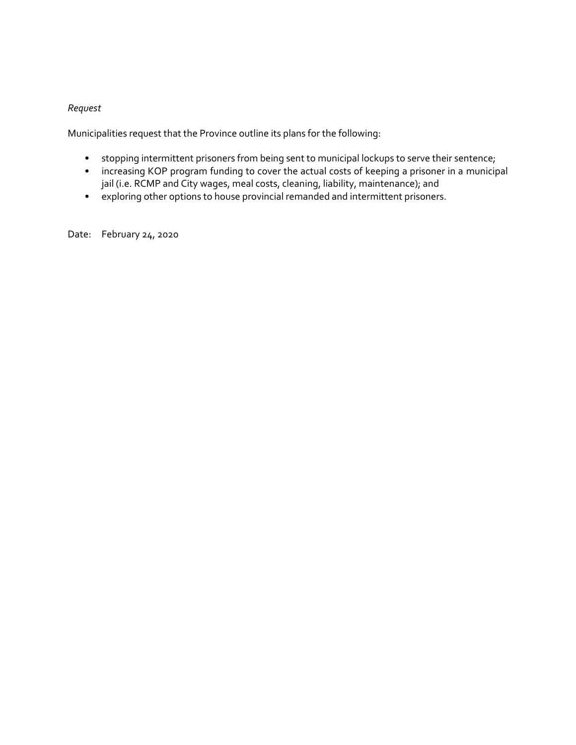*Request*

Municipalities request that the Province outline its plans for the following:

- stopping intermittent prisoners from being sent to municipal lockups to serve their sentence;
- increasing KOP program funding to cover the actual costs of keeping a prisoner in a municipal jail (i.e. RCMP and City wages, meal costs, cleaning, liability, maintenance); and
- exploring other options to house provincial remanded and intermittent prisoners.

Date: February 24, 2020